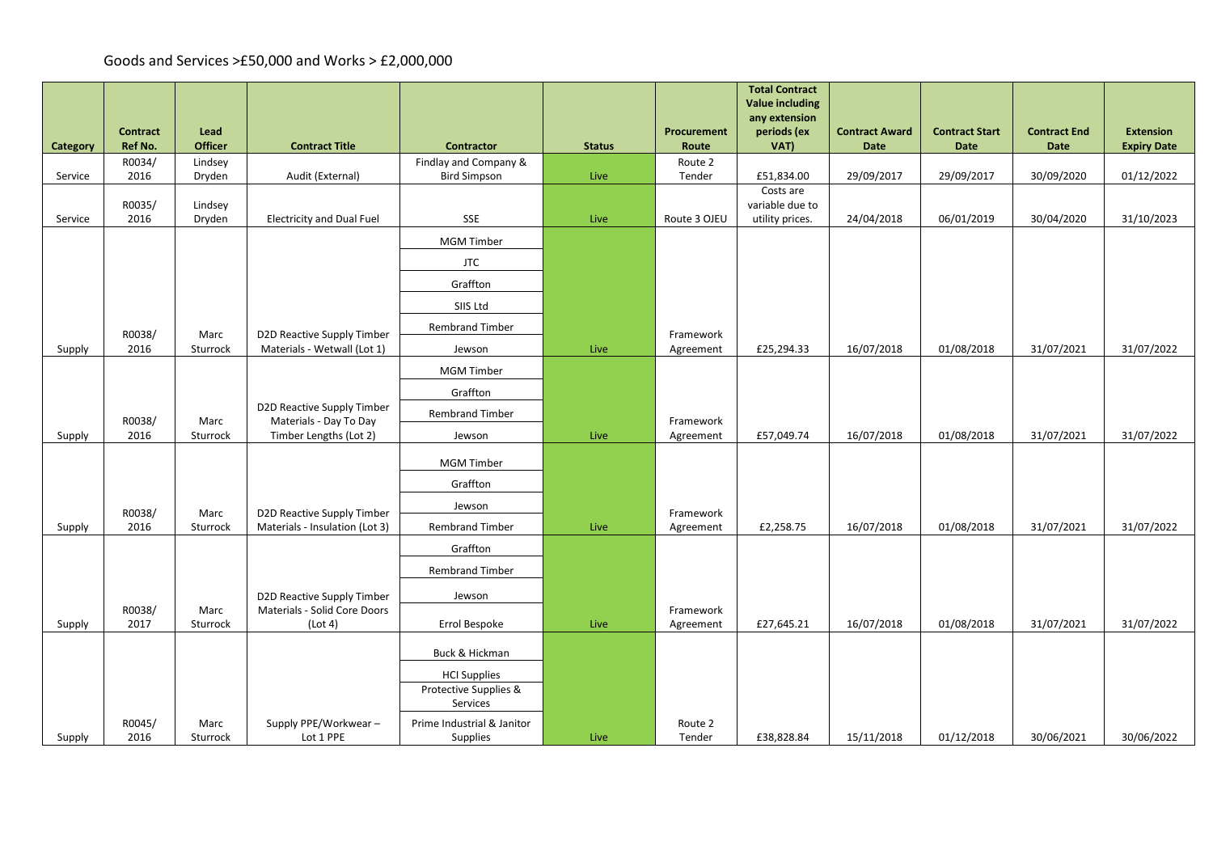Goods and Services >£50,000 and Works > £2,000,000

| Category | Contract Ref No. | Lead Officer | Contract Title | Contractor | Status | Procurement Route | Total Contract Value including any extension periods (ex VAT) | Contract Award Date | Contract Start Date | Contract End Date | Extension Expiry Date |
|---|---|---|---|---|---|---|---|---|---|---|---|
| Service | R0034/ 2016 | Lindsey Dryden | Audit (External) | Findlay and Company & Bird Simpson | Live | Route 2 Tender | £51,834.00 | 29/09/2017 | 29/09/2017 | 30/09/2020 | 01/12/2022 |
| Service | R0035/ 2016 | Lindsey Dryden | Electricity and Dual Fuel | SSE | Live | Route 3 OJEU | Costs are variable due to utility prices. | 24/04/2018 | 06/01/2019 | 30/04/2020 | 31/10/2023 |
| Supply | R0038/ 2016 | Marc Sturrock | D2D Reactive Supply Timber Materials - Wetwall (Lot 1) | MGM Timber<br>JTC<br>Graffton<br>SIIS Ltd<br>Rembrand Timber<br>Jewson | Live | Framework Agreement | £25,294.33 | 16/07/2018 | 01/08/2018 | 31/07/2021 | 31/07/2022 |
| Supply | R0038/ 2016 | Marc Sturrock | D2D Reactive Supply Timber Materials - Day To Day Timber Lengths (Lot 2) | MGM Timber<br>Graffton<br>Rembrand Timber<br>Jewson | Live | Framework Agreement | £57,049.74 | 16/07/2018 | 01/08/2018 | 31/07/2021 | 31/07/2022 |
| Supply | R0038/ 2016 | Marc Sturrock | D2D Reactive Supply Timber Materials - Insulation (Lot 3) | MGM Timber<br>Graffton<br>Jewson<br>Rembrand Timber | Live | Framework Agreement | £2,258.75 | 16/07/2018 | 01/08/2018 | 31/07/2021 | 31/07/2022 |
| Supply | R0038/ 2017 | Marc Sturrock | D2D Reactive Supply Timber Materials - Solid Core Doors (Lot 4) | Graffton<br>Rembrand Timber<br>Jewson<br>Errol Bespoke | Live | Framework Agreement | £27,645.21 | 16/07/2018 | 01/08/2018 | 31/07/2021 | 31/07/2022 |
| Supply | R0045/ 2016 | Marc Sturrock | Supply PPE/Workwear – Lot 1 PPE | Buck & Hickman<br>HCI Supplies<br>Protective Supplies & Services<br>Prime Industrial & Janitor Supplies | Live | Route 2 Tender | £38,828.84 | 15/11/2018 | 01/12/2018 | 30/06/2021 | 30/06/2022 |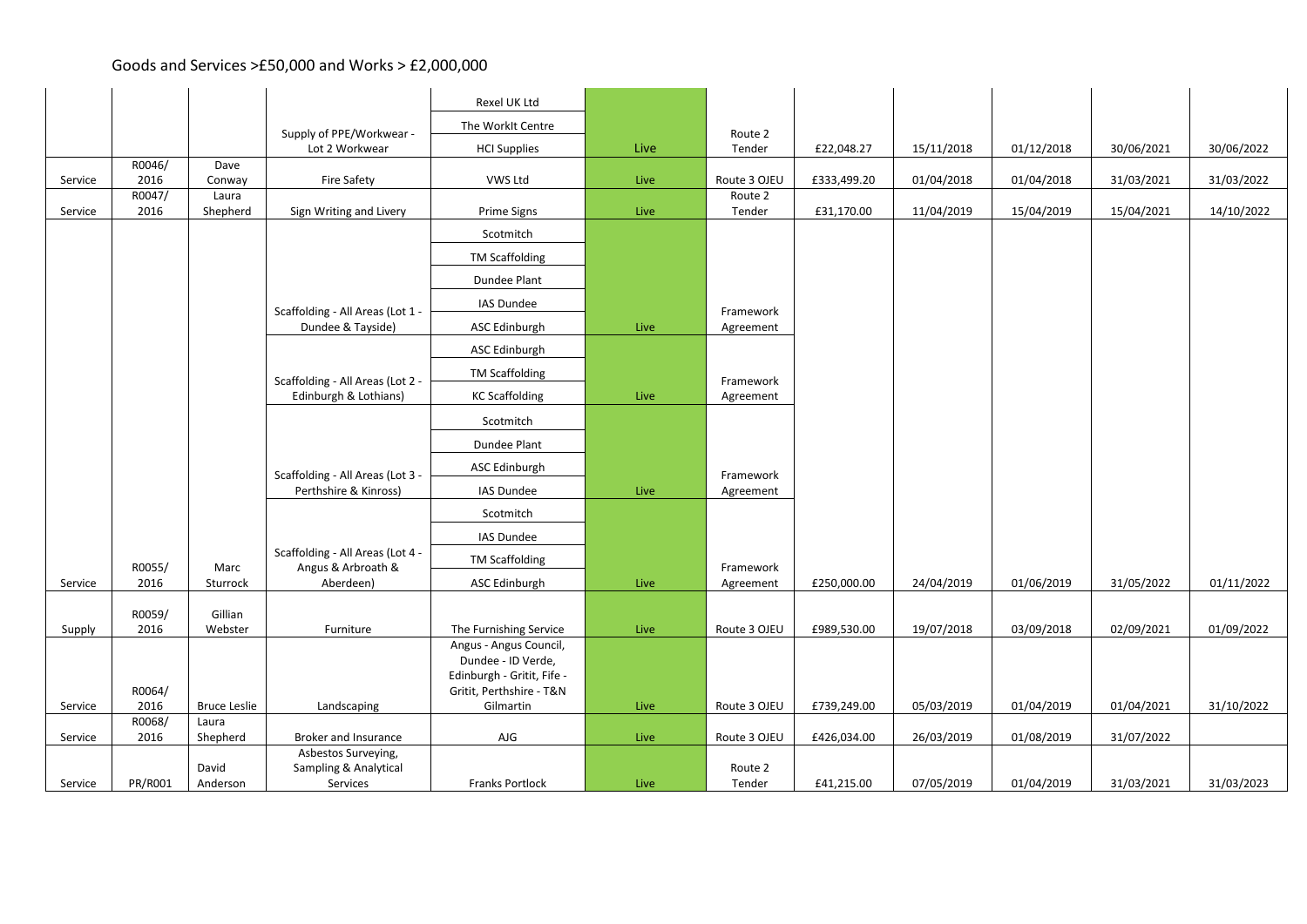Goods and Services >£50,000 and Works > £2,000,000

| | | | | | | | | | | | |
|---|---|---|---|---|---|---|---|---|---|---|---|
| | | | Supply of PPE/Workwear - Lot 2 Workwear | Rexel UK Ltd<br>The WorkIt Centre<br>HCI Supplies | Live | Route 2 Tender | £22,048.27 | 15/11/2018 | 01/12/2018 | 30/06/2021 | 30/06/2022 |
| Service | R0046/2016 | Dave Conway | Fire Safety | VWS Ltd | Live | Route 3 OJEU | £333,499.20 | 01/04/2018 | 01/04/2018 | 31/03/2021 | 31/03/2022 |
| Service | R0047/2016 | Laura Shepherd | Sign Writing and Livery | Prime Signs | Live | Route 2 Tender | £31,170.00 | 11/04/2019 | 15/04/2019 | 15/04/2021 | 14/10/2022 |
| | | | Scaffolding - All Areas (Lot 1 - Dundee & Tayside) | Scotmitch<br>TM Scaffolding<br>Dundee Plant<br>IAS Dundee<br>ASC Edinburgh | Live | Framework Agreement | | | | | |
| | | | Scaffolding - All Areas (Lot 2 - Edinburgh & Lothians) | ASC Edinburgh<br>TM Scaffolding<br>KC Scaffolding | Live | Framework Agreement | | | | | |
| | | | Scaffolding - All Areas (Lot 3 - Perthshire & Kinross) | Scotmitch<br>Dundee Plant<br>ASC Edinburgh<br>IAS Dundee | Live | Framework Agreement | | | | | |
| Service | R0055/2016 | Marc Sturrock | Scaffolding - All Areas (Lot 4 - Angus & Arbroath & Aberdeen) | Scotmitch<br>IAS Dundee<br>TM Scaffolding<br>ASC Edinburgh | Live | Framework Agreement | £250,000.00 | 24/04/2019 | 01/06/2019 | 31/05/2022 | 01/11/2022 |
| Supply | R0059/2016 | Gillian Webster | Furniture | The Furnishing Service | Live | Route 3 OJEU | £989,530.00 | 19/07/2018 | 03/09/2018 | 02/09/2021 | 01/09/2022 |
| Service | R0064/2016 | Bruce Leslie | Landscaping | Angus - Angus Council, Dundee - ID Verde, Edinburgh - Gritit, Fife - Gritit, Perthshire - T&N Gilmartin | Live | Route 3 OJEU | £739,249.00 | 05/03/2019 | 01/04/2019 | 01/04/2021 | 31/10/2022 |
| Service | R0068/2016 | Laura Shepherd | Broker and Insurance | AJG | Live | Route 3 OJEU | £426,034.00 | 26/03/2019 | 01/08/2019 | 31/07/2022 | |
| Service | PR/R001 | David Anderson | Asbestos Surveying, Sampling & Analytical Services | Franks Portlock | Live | Route 2 Tender | £41,215.00 | 07/05/2019 | 01/04/2019 | 31/03/2021 | 31/03/2023 |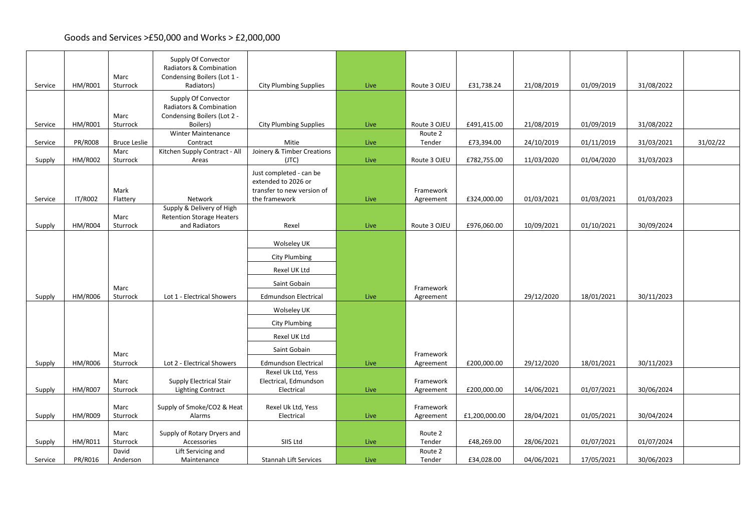## Goods and Services >£50,000 and Works > £2,000,000

| | | | | | | | | | | | |
|---|---|---|---|---|---|---|---|---|---|---|---|
| Service | HM/R001 | Marc Sturrock | Supply Of Convector Radiators & Combination Condensing Boilers (Lot 1 - Radiators) | City Plumbing Supplies | Live | Route 3 OJEU | £31,738.24 | 21/08/2019 | 01/09/2019 | 31/08/2022 | |
| Service | HM/R001 | Marc Sturrock | Supply Of Convector Radiators & Combination Condensing Boilers (Lot 2 - Boilers) | City Plumbing Supplies | Live | Route 3 OJEU | £491,415.00 | 21/08/2019 | 01/09/2019 | 31/08/2022 | |
| Service | PR/R008 | Bruce Leslie | Winter Maintenance Contract | Mitie | Live | Route 2 Tender | £73,394.00 | 24/10/2019 | 01/11/2019 | 31/03/2021 | 31/02/22 |
| Supply | HM/R002 | Marc Sturrock | Kitchen Supply Contract - All Areas | Joinery & Timber Creations (JTC) | Live | Route 3 OJEU | £782,755.00 | 11/03/2020 | 01/04/2020 | 31/03/2023 | |
| Service | IT/R002 | Mark Flattery | Network | Just completed - can be extended to 2026 or transfer to new version of the framework | Live | Framework Agreement | £324,000.00 | 01/03/2021 | 01/03/2021 | 01/03/2023 | |
| Supply | HM/R004 | Marc Sturrock | Supply & Delivery of High Retention Storage Heaters and Radiators | Rexel | Live | Route 3 OJEU | £976,060.00 | 10/09/2021 | 01/10/2021 | 30/09/2024 | |
| Supply | HM/R006 | Marc Sturrock | Lot 1 - Electrical Showers | Wolseley UK<br>City Plumbing<br>Rexel UK Ltd<br>Saint Gobain<br>Edmundson Electrical | Live | Framework Agreement | | 29/12/2020 | 18/01/2021 | 30/11/2023 | |
| Supply | HM/R006 | Marc Sturrock | Lot 2 - Electrical Showers | Wolseley UK<br>City Plumbing<br>Rexel UK Ltd<br>Saint Gobain<br>Edmundson Electrical | Live | Framework Agreement | £200,000.00 | 29/12/2020 | 18/01/2021 | 30/11/2023 | |
| Supply | HM/R007 | Marc Sturrock | Supply Electrical Stair Lighting Contract | Rexel Uk Ltd, Yess Electrical, Edmundson Electrical | Live | Framework Agreement | £200,000.00 | 14/06/2021 | 01/07/2021 | 30/06/2024 | |
| Supply | HM/R009 | Marc Sturrock | Supply of Smoke/CO2 & Heat Alarms | Rexel Uk Ltd, Yess Electrical | Live | Framework Agreement | £1,200,000.00 | 28/04/2021 | 01/05/2021 | 30/04/2024 | |
| Supply | HM/R011 | Marc Sturrock | Supply of Rotary Dryers and Accessories | SIIS Ltd | Live | Route 2 Tender | £48,269.00 | 28/06/2021 | 01/07/2021 | 01/07/2024 | |
| Service | PR/R016 | David Anderson | Lift Servicing and Maintenance | Stannah Lift Services | Live | Route 2 Tender | £34,028.00 | 04/06/2021 | 17/05/2021 | 30/06/2023 | |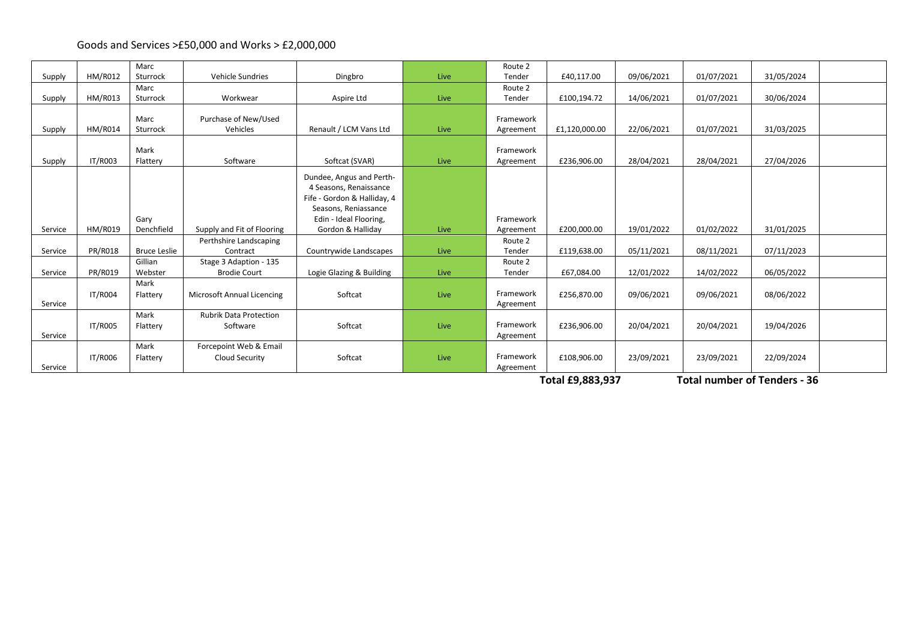Goods and Services >£50,000 and Works > £2,000,000

| | | | | | | | | | | | |
|---|---|---|---|---|---|---|---|---|---|---|---|
| Supply | HM/R012 | Marc Sturrock | Vehicle Sundries | Dingbro | Live | Route 2 Tender | £40,117.00 | 09/06/2021 | 01/07/2021 | 31/05/2024 | |
| Supply | HM/R013 | Marc Sturrock | Workwear | Aspire Ltd | Live | Route 2 Tender | £100,194.72 | 14/06/2021 | 01/07/2021 | 30/06/2024 | |
| Supply | HM/R014 | Marc Sturrock | Purchase of New/Used Vehicles | Renault / LCM Vans Ltd | Live | Framework Agreement | £1,120,000.00 | 22/06/2021 | 01/07/2021 | 31/03/2025 | |
| Supply | IT/R003 | Mark Flattery | Software | Softcat (SVAR) | Live | Framework Agreement | £236,906.00 | 28/04/2021 | 28/04/2021 | 27/04/2026 | |
| Service | HM/R019 | Gary Denchfield | Supply and Fit of Flooring | Dundee, Angus and Perth- 4 Seasons, Renaissance Fife - Gordon & Halliday, 4 Seasons, Reniassance Edin - Ideal Flooring, Gordon & Halliday | Live | Framework Agreement | £200,000.00 | 19/01/2022 | 01/02/2022 | 31/01/2025 | |
| Service | PR/R018 | Bruce Leslie | Perthshire Landscaping Contract | Countrywide Landscapes | Live | Route 2 Tender | £119,638.00 | 05/11/2021 | 08/11/2021 | 07/11/2023 | |
| Service | PR/R019 | Gillian Webster | Stage 3 Adaption - 135 Brodie Court | Logie Glazing & Building | Live | Route 2 Tender | £67,084.00 | 12/01/2022 | 14/02/2022 | 06/05/2022 | |
| Service | IT/R004 | Mark Flattery | Microsoft Annual Licencing | Softcat | Live | Framework Agreement | £256,870.00 | 09/06/2021 | 09/06/2021 | 08/06/2022 | |
| Service | IT/R005 | Mark Flattery | Rubrik Data Protection Software | Softcat | Live | Framework Agreement | £236,906.00 | 20/04/2021 | 20/04/2021 | 19/04/2026 | |
| Service | IT/R006 | Mark Flattery | Forcepoint Web & Email Cloud Security | Softcat | Live | Framework Agreement | £108,906.00 | 23/09/2021 | 23/09/2021 | 22/09/2024 | |

**Total £9,883,937** **Total number of Tenders - 36**